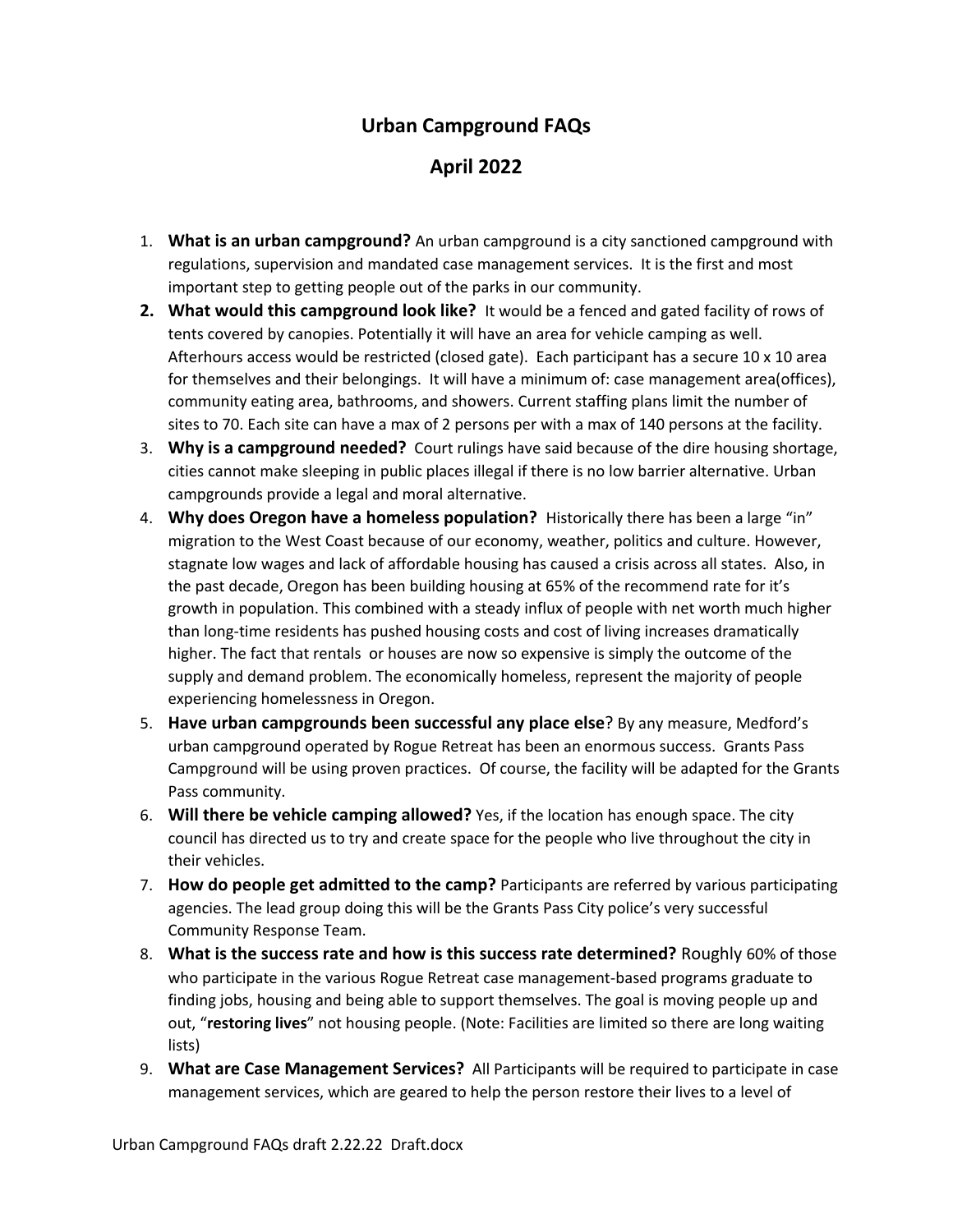# Urban Campground FAQs

## April 2022

1. **What is an urban campground?** An urban campground is a city sanctioned campground with regulations, supervision and mandated case management services. It is the first and most important step to getting people out of the parks in our community.
2. **What would this campground look like?** It would be a fenced and gated facility of rows of tents covered by canopies. Potentially it will have an area for vehicle camping as well. Afterhours access would be restricted (closed gate). Each participant has a secure 10 x 10 area for themselves and their belongings. It will have a minimum of: case management area(offices), community eating area, bathrooms, and showers. Current staffing plans limit the number of sites to 70. Each site can have a max of 2 persons per with a max of 140 persons at the facility.
3. **Why is a campground needed?** Court rulings have said because of the dire housing shortage, cities cannot make sleeping in public places illegal if there is no low barrier alternative. Urban campgrounds provide a legal and moral alternative.
4. **Why does Oregon have a homeless population?** Historically there has been a large "in" migration to the West Coast because of our economy, weather, politics and culture. However, stagnate low wages and lack of affordable housing has caused a crisis across all states. Also, in the past decade, Oregon has been building housing at 65% of the recommend rate for it's growth in population. This combined with a steady influx of people with net worth much higher than long-time residents has pushed housing costs and cost of living increases dramatically higher. The fact that rentals or houses are now so expensive is simply the outcome of the supply and demand problem. The economically homeless, represent the majority of people experiencing homelessness in Oregon.
5. **Have urban campgrounds been successful any place else**? By any measure, Medford's urban campground operated by Rogue Retreat has been an enormous success. Grants Pass Campground will be using proven practices. Of course, the facility will be adapted for the Grants Pass community.
6. **Will there be vehicle camping allowed?** Yes, if the location has enough space. The city council has directed us to try and create space for the people who live throughout the city in their vehicles.
7. **How do people get admitted to the camp?** Participants are referred by various participating agencies. The lead group doing this will be the Grants Pass City police's very successful Community Response Team.
8. **What is the success rate and how is this success rate determined?** Roughly 60% of those who participate in the various Rogue Retreat case management-based programs graduate to finding jobs, housing and being able to support themselves. The goal is moving people up and out, "**restoring lives**" not housing people. (Note: Facilities are limited so there are long waiting lists)
9. **What are Case Management Services?** All Participants will be required to participate in case management services, which are geared to help the person restore their lives to a level of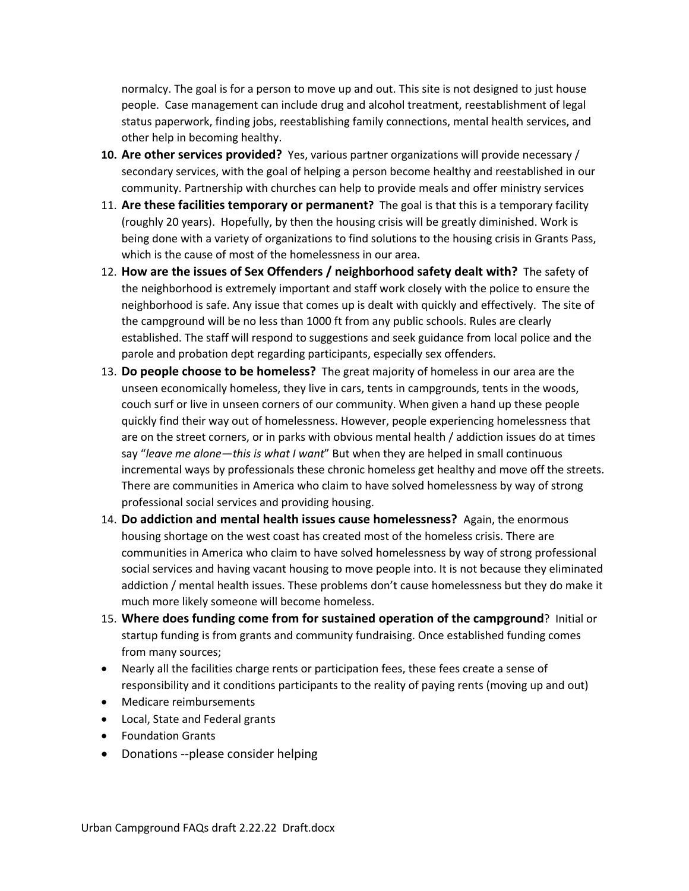normalcy. The goal is for a person to move up and out. This site is not designed to just house people. Case management can include drug and alcohol treatment, reestablishment of legal status paperwork, finding jobs, reestablishing family connections, mental health services, and other help in becoming healthy.

10. **Are other services provided?** Yes, various partner organizations will provide necessary / secondary services, with the goal of helping a person become healthy and reestablished in our community. Partnership with churches can help to provide meals and offer ministry services
11. **Are these facilities temporary or permanent?** The goal is that this is a temporary facility (roughly 20 years). Hopefully, by then the housing crisis will be greatly diminished. Work is being done with a variety of organizations to find solutions to the housing crisis in Grants Pass, which is the cause of most of the homelessness in our area.
12. **How are the issues of Sex Offenders / neighborhood safety dealt with?** The safety of the neighborhood is extremely important and staff work closely with the police to ensure the neighborhood is safe. Any issue that comes up is dealt with quickly and effectively. The site of the campground will be no less than 1000 ft from any public schools. Rules are clearly established. The staff will respond to suggestions and seek guidance from local police and the parole and probation dept regarding participants, especially sex offenders.
13. **Do people choose to be homeless?** The great majority of homeless in our area are the unseen economically homeless, they live in cars, tents in campgrounds, tents in the woods, couch surf or live in unseen corners of our community. When given a hand up these people quickly find their way out of homelessness. However, people experiencing homelessness that are on the street corners, or in parks with obvious mental health / addiction issues do at times say "*leave me alone—this is what I want*" But when they are helped in small continuous incremental ways by professionals these chronic homeless get healthy and move off the streets. There are communities in America who claim to have solved homelessness by way of strong professional social services and providing housing.
14. **Do addiction and mental health issues cause homelessness?** Again, the enormous housing shortage on the west coast has created most of the homeless crisis. There are communities in America who claim to have solved homelessness by way of strong professional social services and having vacant housing to move people into. It is not because they eliminated addiction / mental health issues. These problems don't cause homelessness but they do make it much more likely someone will become homeless.
15. **Where does funding come from for sustained operation of the campground**? Initial or startup funding is from grants and community fundraising. Once established funding comes from many sources;

- Nearly all the facilities charge rents or participation fees, these fees create a sense of responsibility and it conditions participants to the reality of paying rents (moving up and out)
- Medicare reimbursements
- Local, State and Federal grants
- Foundation Grants
- Donations --please consider helping

Urban Campground FAQs draft 2.22.22 Draft.docx